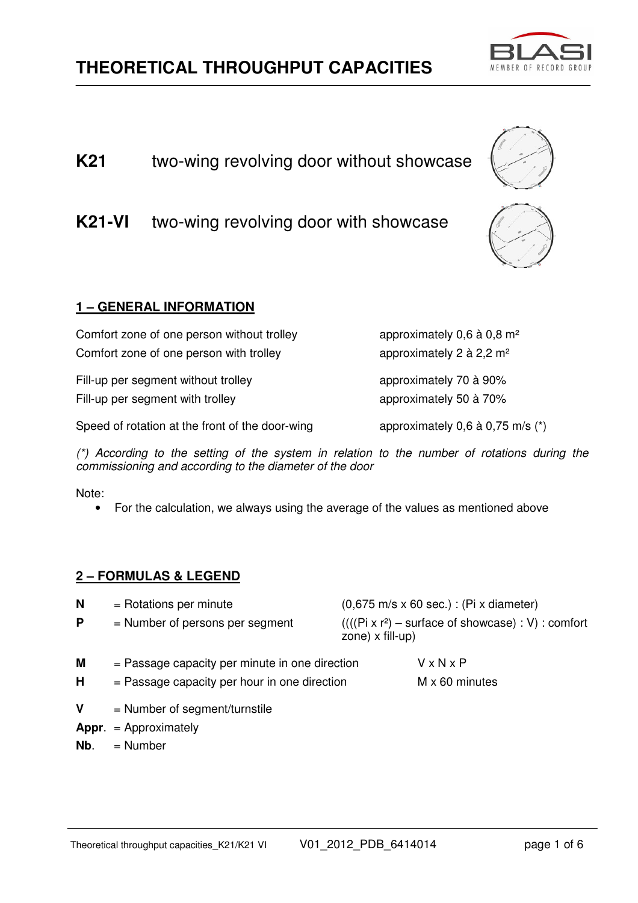# THEORETICAL THROUGHPUT CAPACITIES

**K21** two-wing revolving door without showcase

**K21-VI** two-wing revolving door with showcase

## 1 – GENERAL INFORMATION

| | |
|---|---|
| Comfort zone of one person without trolley | approximately 0,6 à 0,8 m² |
| Comfort zone of one person with trolley | approximately 2 à 2,2 m² |
| Fill-up per segment without trolley | approximately 70 à 90% |
| Fill-up per segment with trolley | approximately 50 à 70% |
| Speed of rotation at the front of the door-wing | approximately 0,6 à 0,75 m/s (*) |

*(*) According to the setting of the system in relation to the number of rotations during the commissioning and according to the diameter of the door*

Note:

- For the calculation, we always using the average of the values as mentioned above

## 2 – FORMULAS & LEGEND

| | | |
|---|---|---|
| **N** | = Rotations per minute | (0,675 m/s x 60 sec.) : (Pi x diameter) |
| **P** | = Number of persons per segment | ((((Pi x r²) – surface of showcase) : V) : comfort zone) x fill-up) |
| **M** | = Passage capacity per minute in one direction | V x N x P |
| **H** | = Passage capacity per hour in one direction | M x 60 minutes |
| **V** | = Number of segment/turnstile | |
| **Appr.** | = Approximately | |
| **Nb.** | = Number | |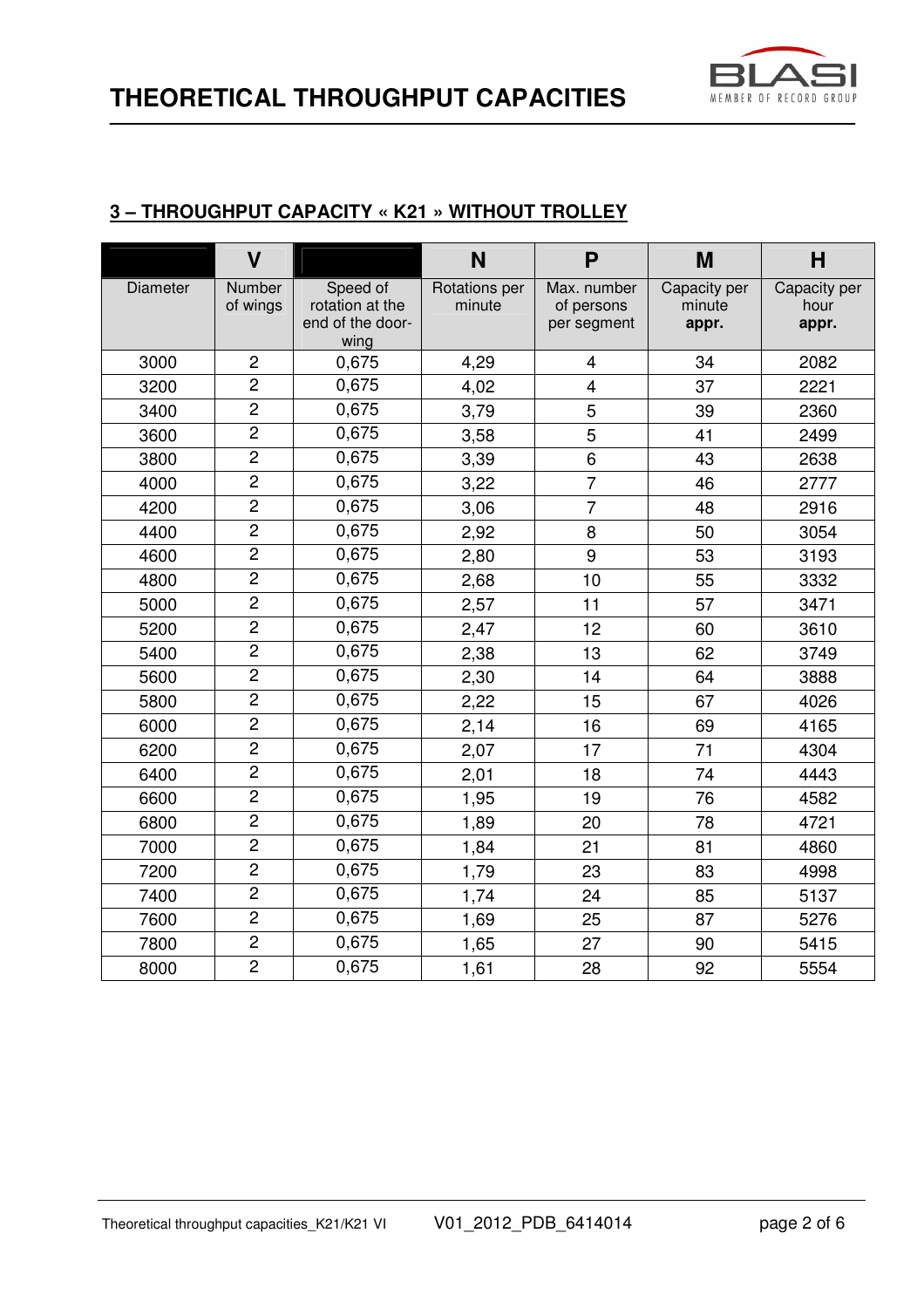# THEORETICAL THROUGHPUT CAPACITIES

## 3 – THROUGHPUT CAPACITY « K21 » WITHOUT TROLLEY

| | V | | N | P | M | H |
|---|---|---|---|---|---|---|
| Diameter | Number of wings | Speed of rotation at the end of the door-wing | Rotations per minute | Max. number of persons per segment | Capacity per minute **appr.** | Capacity per hour **appr.** |
| 3000 | 2 | 0,675 | 4,29 | 4 | 34 | 2082 |
| 3200 | 2 | 0,675 | 4,02 | 4 | 37 | 2221 |
| 3400 | 2 | 0,675 | 3,79 | 5 | 39 | 2360 |
| 3600 | 2 | 0,675 | 3,58 | 5 | 41 | 2499 |
| 3800 | 2 | 0,675 | 3,39 | 6 | 43 | 2638 |
| 4000 | 2 | 0,675 | 3,22 | 7 | 46 | 2777 |
| 4200 | 2 | 0,675 | 3,06 | 7 | 48 | 2916 |
| 4400 | 2 | 0,675 | 2,92 | 8 | 50 | 3054 |
| 4600 | 2 | 0,675 | 2,80 | 9 | 53 | 3193 |
| 4800 | 2 | 0,675 | 2,68 | 10 | 55 | 3332 |
| 5000 | 2 | 0,675 | 2,57 | 11 | 57 | 3471 |
| 5200 | 2 | 0,675 | 2,47 | 12 | 60 | 3610 |
| 5400 | 2 | 0,675 | 2,38 | 13 | 62 | 3749 |
| 5600 | 2 | 0,675 | 2,30 | 14 | 64 | 3888 |
| 5800 | 2 | 0,675 | 2,22 | 15 | 67 | 4026 |
| 6000 | 2 | 0,675 | 2,14 | 16 | 69 | 4165 |
| 6200 | 2 | 0,675 | 2,07 | 17 | 71 | 4304 |
| 6400 | 2 | 0,675 | 2,01 | 18 | 74 | 4443 |
| 6600 | 2 | 0,675 | 1,95 | 19 | 76 | 4582 |
| 6800 | 2 | 0,675 | 1,89 | 20 | 78 | 4721 |
| 7000 | 2 | 0,675 | 1,84 | 21 | 81 | 4860 |
| 7200 | 2 | 0,675 | 1,79 | 23 | 83 | 4998 |
| 7400 | 2 | 0,675 | 1,74 | 24 | 85 | 5137 |
| 7600 | 2 | 0,675 | 1,69 | 25 | 87 | 5276 |
| 7800 | 2 | 0,675 | 1,65 | 27 | 90 | 5415 |
| 8000 | 2 | 0,675 | 1,61 | 28 | 92 | 5554 |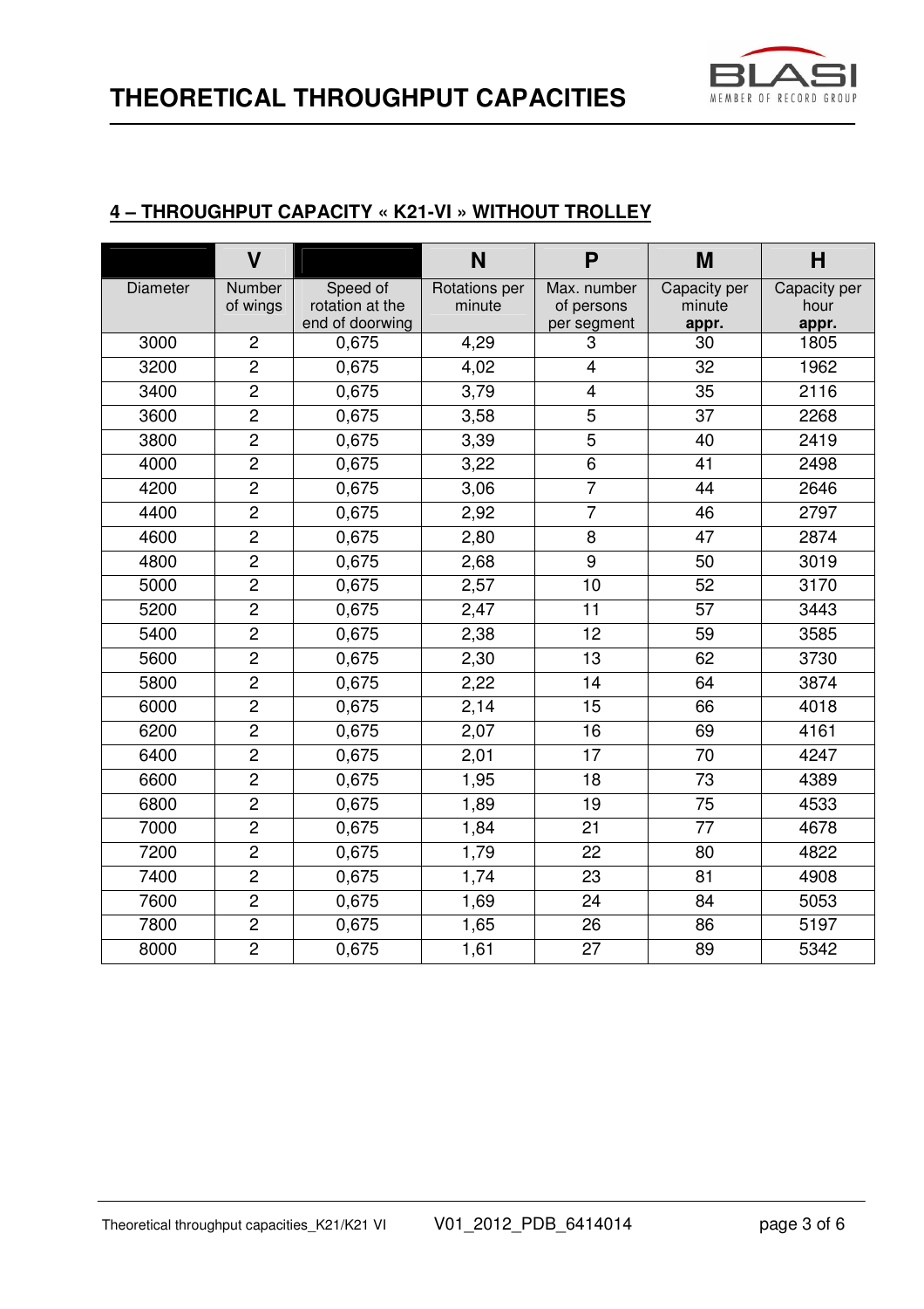# THEORETICAL THROUGHPUT CAPACITIES

## 4 – THROUGHPUT CAPACITY « K21-VI » WITHOUT TROLLEY

| | V | | N | P | M | H |
|---|---|---|---|---|---|---|
| Diameter | Number of wings | Speed of rotation at the end of doorwing | Rotations per minute | Max. number of persons per segment | Capacity per minute **appr.** | Capacity per hour **appr.** |
| 3000 | 2 | 0,675 | 4,29 | 3 | 30 | 1805 |
| 3200 | 2 | 0,675 | 4,02 | 4 | 32 | 1962 |
| 3400 | 2 | 0,675 | 3,79 | 4 | 35 | 2116 |
| 3600 | 2 | 0,675 | 3,58 | 5 | 37 | 2268 |
| 3800 | 2 | 0,675 | 3,39 | 5 | 40 | 2419 |
| 4000 | 2 | 0,675 | 3,22 | 6 | 41 | 2498 |
| 4200 | 2 | 0,675 | 3,06 | 7 | 44 | 2646 |
| 4400 | 2 | 0,675 | 2,92 | 7 | 46 | 2797 |
| 4600 | 2 | 0,675 | 2,80 | 8 | 47 | 2874 |
| 4800 | 2 | 0,675 | 2,68 | 9 | 50 | 3019 |
| 5000 | 2 | 0,675 | 2,57 | 10 | 52 | 3170 |
| 5200 | 2 | 0,675 | 2,47 | 11 | 57 | 3443 |
| 5400 | 2 | 0,675 | 2,38 | 12 | 59 | 3585 |
| 5600 | 2 | 0,675 | 2,30 | 13 | 62 | 3730 |
| 5800 | 2 | 0,675 | 2,22 | 14 | 64 | 3874 |
| 6000 | 2 | 0,675 | 2,14 | 15 | 66 | 4018 |
| 6200 | 2 | 0,675 | 2,07 | 16 | 69 | 4161 |
| 6400 | 2 | 0,675 | 2,01 | 17 | 70 | 4247 |
| 6600 | 2 | 0,675 | 1,95 | 18 | 73 | 4389 |
| 6800 | 2 | 0,675 | 1,89 | 19 | 75 | 4533 |
| 7000 | 2 | 0,675 | 1,84 | 21 | 77 | 4678 |
| 7200 | 2 | 0,675 | 1,79 | 22 | 80 | 4822 |
| 7400 | 2 | 0,675 | 1,74 | 23 | 81 | 4908 |
| 7600 | 2 | 0,675 | 1,69 | 24 | 84 | 5053 |
| 7800 | 2 | 0,675 | 1,65 | 26 | 86 | 5197 |
| 8000 | 2 | 0,675 | 1,61 | 27 | 89 | 5342 |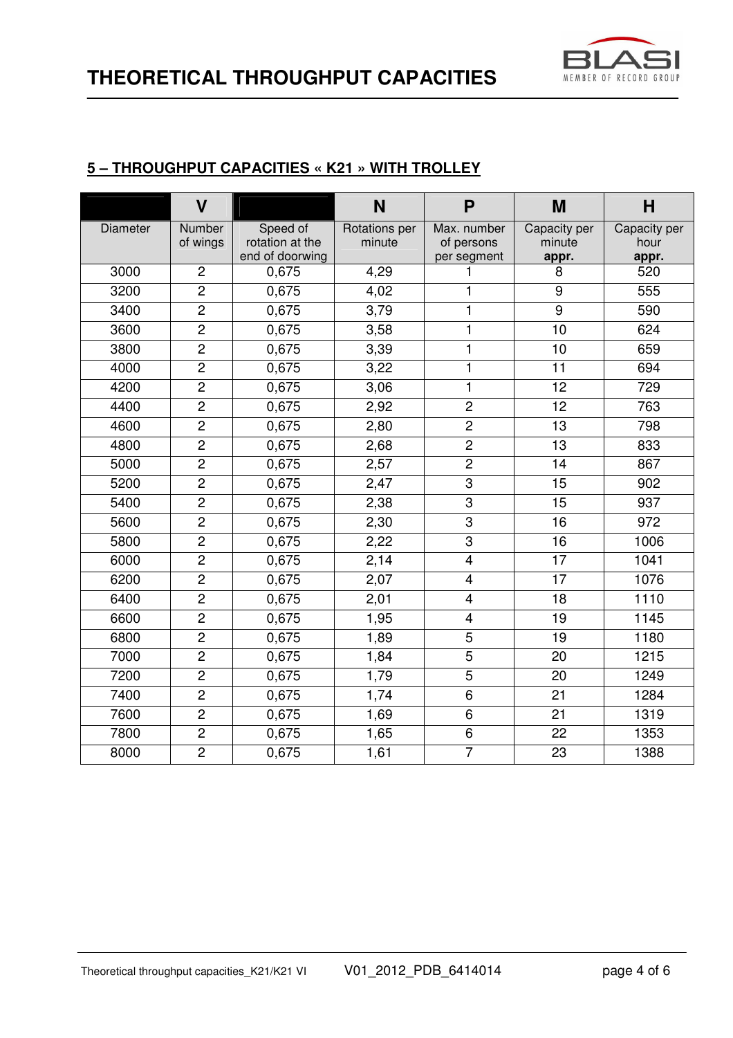# THEORETICAL THROUGHPUT CAPACITIES

## 5 – THROUGHPUT CAPACITIES « K21 » WITH TROLLEY

| | V | | N | P | M | H |
|---|---|---|---|---|---|---|
| Diameter | Number of wings | Speed of rotation at the end of doorwing | Rotations per minute | Max. number of persons per segment | Capacity per minute **appr.** | Capacity per hour **appr.** |
| 3000 | 2 | 0,675 | 4,29 | 1 | 8 | 520 |
| 3200 | 2 | 0,675 | 4,02 | 1 | 9 | 555 |
| 3400 | 2 | 0,675 | 3,79 | 1 | 9 | 590 |
| 3600 | 2 | 0,675 | 3,58 | 1 | 10 | 624 |
| 3800 | 2 | 0,675 | 3,39 | 1 | 10 | 659 |
| 4000 | 2 | 0,675 | 3,22 | 1 | 11 | 694 |
| 4200 | 2 | 0,675 | 3,06 | 1 | 12 | 729 |
| 4400 | 2 | 0,675 | 2,92 | 2 | 12 | 763 |
| 4600 | 2 | 0,675 | 2,80 | 2 | 13 | 798 |
| 4800 | 2 | 0,675 | 2,68 | 2 | 13 | 833 |
| 5000 | 2 | 0,675 | 2,57 | 2 | 14 | 867 |
| 5200 | 2 | 0,675 | 2,47 | 3 | 15 | 902 |
| 5400 | 2 | 0,675 | 2,38 | 3 | 15 | 937 |
| 5600 | 2 | 0,675 | 2,30 | 3 | 16 | 972 |
| 5800 | 2 | 0,675 | 2,22 | 3 | 16 | 1006 |
| 6000 | 2 | 0,675 | 2,14 | 4 | 17 | 1041 |
| 6200 | 2 | 0,675 | 2,07 | 4 | 17 | 1076 |
| 6400 | 2 | 0,675 | 2,01 | 4 | 18 | 1110 |
| 6600 | 2 | 0,675 | 1,95 | 4 | 19 | 1145 |
| 6800 | 2 | 0,675 | 1,89 | 5 | 19 | 1180 |
| 7000 | 2 | 0,675 | 1,84 | 5 | 20 | 1215 |
| 7200 | 2 | 0,675 | 1,79 | 5 | 20 | 1249 |
| 7400 | 2 | 0,675 | 1,74 | 6 | 21 | 1284 |
| 7600 | 2 | 0,675 | 1,69 | 6 | 21 | 1319 |
| 7800 | 2 | 0,675 | 1,65 | 6 | 22 | 1353 |
| 8000 | 2 | 0,675 | 1,61 | 7 | 23 | 1388 |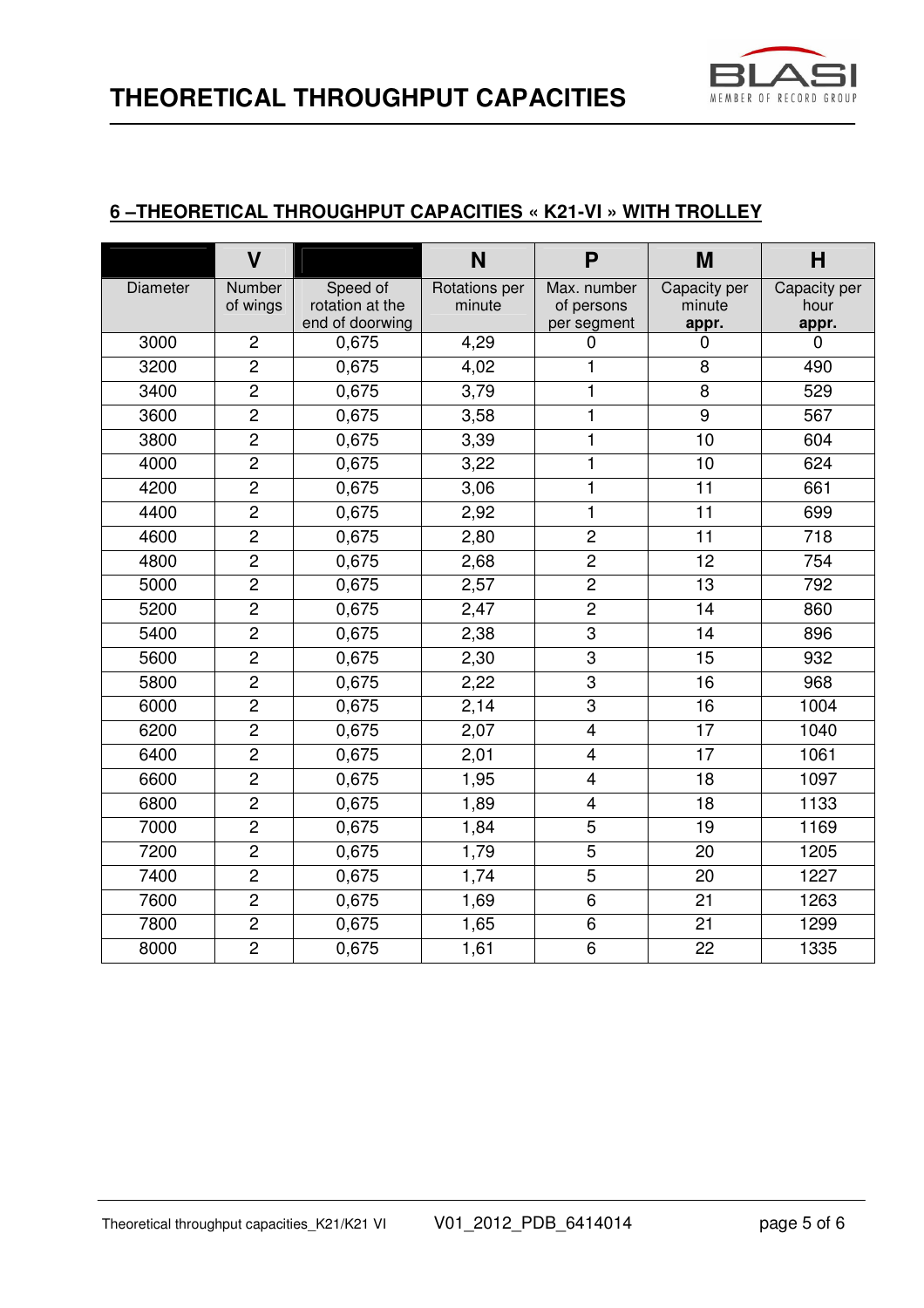## 6 –THEORETICAL THROUGHPUT CAPACITIES « K21-VI » WITH TROLLEY

| | V | | N | P | M | H |
|---|---|---|---|---|---|---|
| Diameter | Number of wings | Speed of rotation at the end of doorwing | Rotations per minute | Max. number of persons per segment | Capacity per minute **appr.** | Capacity per hour **appr.** |
| 3000 | 2 | 0,675 | 4,29 | 0 | 0 | 0 |
| 3200 | 2 | 0,675 | 4,02 | 1 | 8 | 490 |
| 3400 | 2 | 0,675 | 3,79 | 1 | 8 | 529 |
| 3600 | 2 | 0,675 | 3,58 | 1 | 9 | 567 |
| 3800 | 2 | 0,675 | 3,39 | 1 | 10 | 604 |
| 4000 | 2 | 0,675 | 3,22 | 1 | 10 | 624 |
| 4200 | 2 | 0,675 | 3,06 | 1 | 11 | 661 |
| 4400 | 2 | 0,675 | 2,92 | 1 | 11 | 699 |
| 4600 | 2 | 0,675 | 2,80 | 2 | 11 | 718 |
| 4800 | 2 | 0,675 | 2,68 | 2 | 12 | 754 |
| 5000 | 2 | 0,675 | 2,57 | 2 | 13 | 792 |
| 5200 | 2 | 0,675 | 2,47 | 2 | 14 | 860 |
| 5400 | 2 | 0,675 | 2,38 | 3 | 14 | 896 |
| 5600 | 2 | 0,675 | 2,30 | 3 | 15 | 932 |
| 5800 | 2 | 0,675 | 2,22 | 3 | 16 | 968 |
| 6000 | 2 | 0,675 | 2,14 | 3 | 16 | 1004 |
| 6200 | 2 | 0,675 | 2,07 | 4 | 17 | 1040 |
| 6400 | 2 | 0,675 | 2,01 | 4 | 17 | 1061 |
| 6600 | 2 | 0,675 | 1,95 | 4 | 18 | 1097 |
| 6800 | 2 | 0,675 | 1,89 | 4 | 18 | 1133 |
| 7000 | 2 | 0,675 | 1,84 | 5 | 19 | 1169 |
| 7200 | 2 | 0,675 | 1,79 | 5 | 20 | 1205 |
| 7400 | 2 | 0,675 | 1,74 | 5 | 20 | 1227 |
| 7600 | 2 | 0,675 | 1,69 | 6 | 21 | 1263 |
| 7800 | 2 | 0,675 | 1,65 | 6 | 21 | 1299 |
| 8000 | 2 | 0,675 | 1,61 | 6 | 22 | 1335 |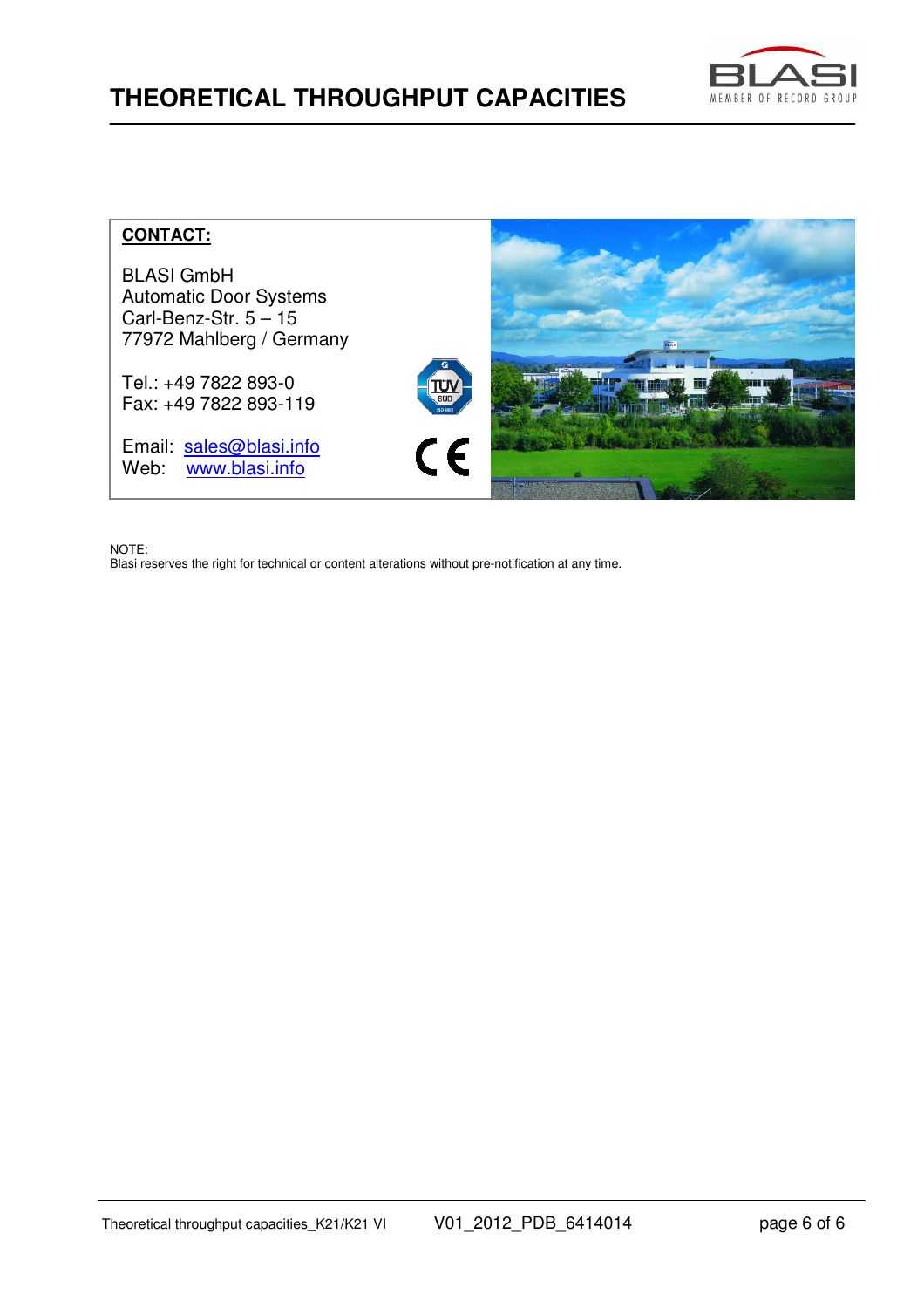**CONTACT:**

BLASI GmbH
Automatic Door Systems
Carl-Benz-Str. 5 – 15
77972 Mahlberg / Germany

Tel.: +49 7822 893-0
Fax: +49 7822 893-119

Email: sales@blasi.info
Web: www.blasi.info

NOTE:
Blasi reserves the right for technical or content alterations without pre-notification at any time.